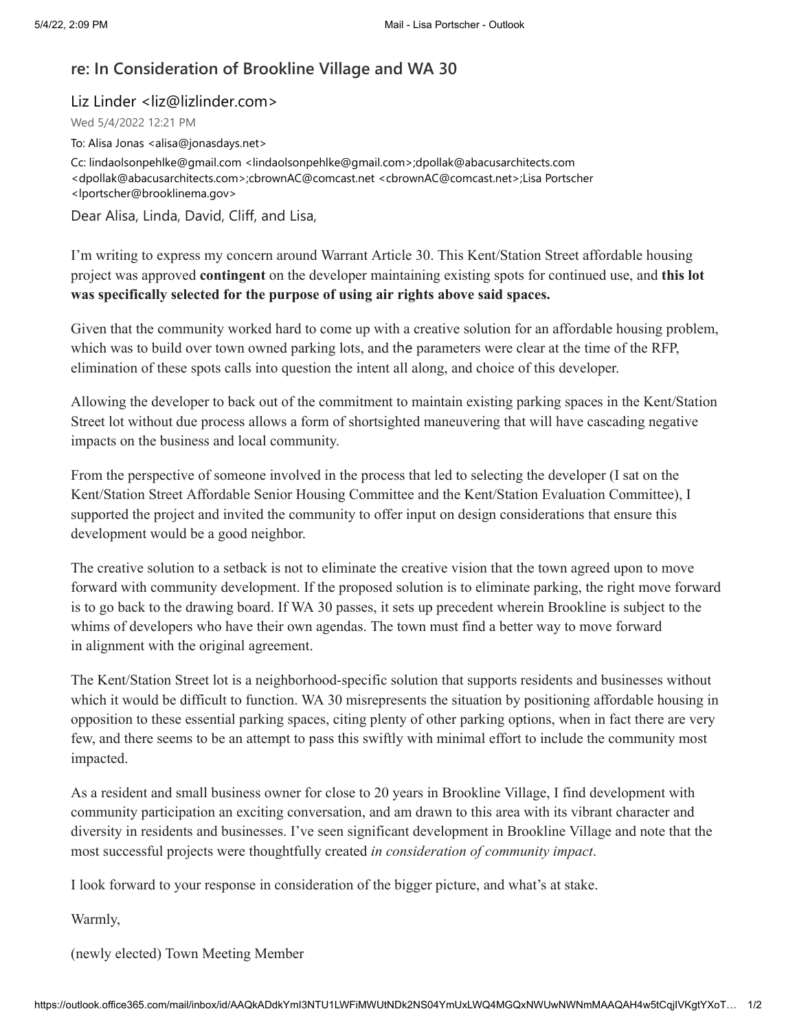## re: In Consideration of Brookline Village and WA 30

Liz Linder <liz@lizlinder.com>

Wed 5/4/2022 12:21 PM

To: Alisa Jonas <alisa@jonasdays.net>

Cc: lindaolsonpehlke@gmail.com <lindaolsonpehlke@gmail.com>;dpollak@abacusarchitects.com <dpollak@abacusarchitects.com>;cbrownAC@comcast.net <cbrownAC@comcast.net>;Lisa Portscher <lportscher@brooklinema.gov>

Dear Alisa, Linda, David, Cliff, and Lisa,

I'm writing to express my concern around Warrant Article 30. This Kent/Station Street affordable housing project was approved **contingent** on the developer maintaining existing spots for continued use, and **this lot was specifically selected for the purpose of using air rights above said spaces.**

Given that the community worked hard to come up with a creative solution for an affordable housing problem, which was to build over town owned parking lots, and the parameters were clear at the time of the RFP, elimination of these spots calls into question the intent all along, and choice of this developer.

Allowing the developer to back out of the commitment to maintain existing parking spaces in the Kent/Station Street lot without due process allows a form of shortsighted maneuvering that will have cascading negative impacts on the business and local community.

From the perspective of someone involved in the process that led to selecting the developer (I sat on the Kent/Station Street Affordable Senior Housing Committee and the Kent/Station Evaluation Committee), I supported the project and invited the community to offer input on design considerations that ensure this development would be a good neighbor.

The creative solution to a setback is not to eliminate the creative vision that the town agreed upon to move forward with community development. If the proposed solution is to eliminate parking, the right move forward is to go back to the drawing board. If WA 30 passes, it sets up precedent wherein Brookline is subject to the whims of developers who have their own agendas. The town must find a better way to move forward in alignment with the original agreement.

The Kent/Station Street lot is a neighborhood-specific solution that supports residents and businesses without which it would be difficult to function. WA 30 misrepresents the situation by positioning affordable housing in opposition to these essential parking spaces, citing plenty of other parking options, when in fact there are very few, and there seems to be an attempt to pass this swiftly with minimal effort to include the community most impacted.

As a resident and small business owner for close to 20 years in Brookline Village, I find development with community participation an exciting conversation, and am drawn to this area with its vibrant character and diversity in residents and businesses. I've seen significant development in Brookline Village and note that the most successful projects were thoughtfully created *in consideration of community impact*.

I look forward to your response in consideration of the bigger picture, and what's at stake.

Warmly,

(newly elected) Town Meeting Member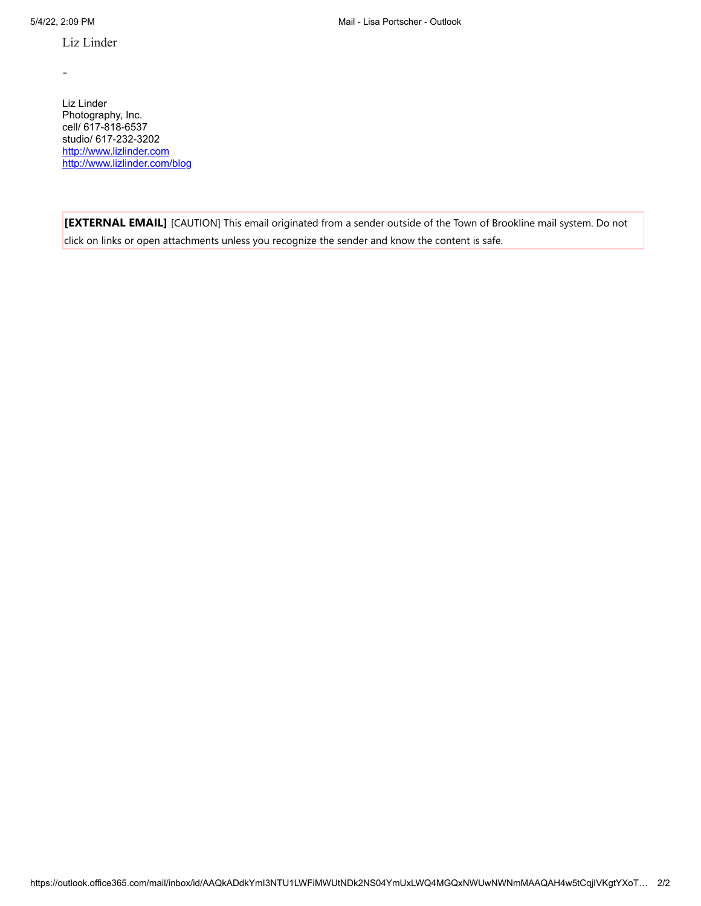Liz Linder

-

Liz Linder
Photography, Inc.
cell/ 617-818-6537
studio/ 617-232-3202
http://www.lizlinder.com
http://www.lizlinder.com/blog

**[EXTERNAL EMAIL]** [CAUTION] This email originated from a sender outside of the Town of Brookline mail system. Do not click on links or open attachments unless you recognize the sender and know the content is safe.